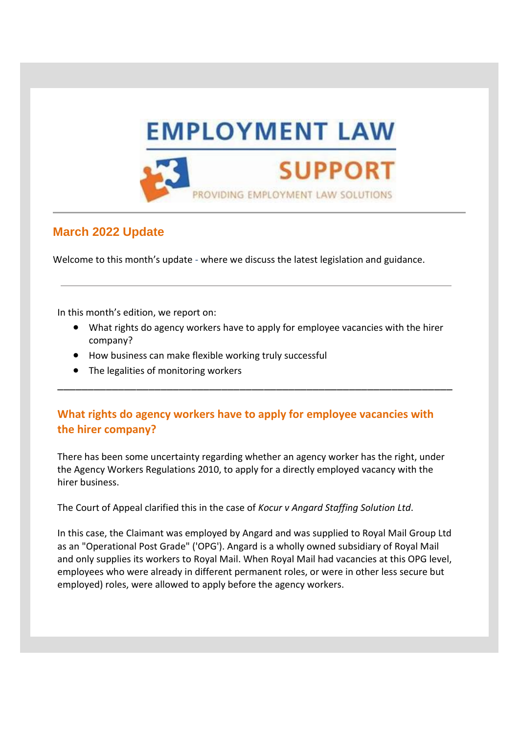EMPLOYMENT LAW

SUPPORT

PROVIDING EMPLOYMENT LAW SOLUTIONS

## March 2022 Update

Welcome to this month's update - where we discuss the latest legislation and guidance.

---

In this month's edition, we report on:

- What rights do agency workers have to apply for employee vacancies with the hirer company?
- How business can make flexible working truly successful
- The legalities of monitoring workers

---

## What rights do agency workers have to apply for employee vacancies with the hirer company?

There has been some uncertainty regarding whether an agency worker has the right, under the Agency Workers Regulations 2010, to apply for a directly employed vacancy with the hirer business.

The Court of Appeal clarified this in the case of *Kocur v Angard Staffing Solution Ltd*.

In this case, the Claimant was employed by Angard and was supplied to Royal Mail Group Ltd as an "Operational Post Grade" ('OPG'). Angard is a wholly owned subsidiary of Royal Mail and only supplies its workers to Royal Mail. When Royal Mail had vacancies at this OPG level, employees who were already in different permanent roles, or were in other less secure but employed) roles, were allowed to apply before the agency workers.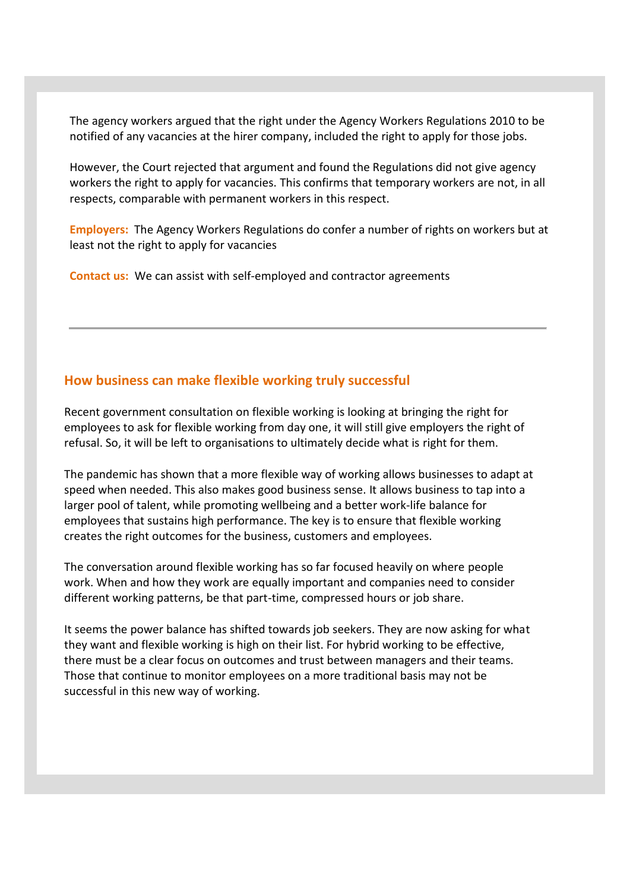The agency workers argued that the right under the Agency Workers Regulations 2010 to be notified of any vacancies at the hirer company, included the right to apply for those jobs.

However, the Court rejected that argument and found the Regulations did not give agency workers the right to apply for vacancies. This confirms that temporary workers are not, in all respects, comparable with permanent workers in this respect.

**Employers:** The Agency Workers Regulations do confer a number of rights on workers but at least not the right to apply for vacancies

**Contact us:** We can assist with self-employed and contractor agreements

---

## How business can make flexible working truly successful

Recent government consultation on flexible working is looking at bringing the right for employees to ask for flexible working from day one, it will still give employers the right of refusal. So, it will be left to organisations to ultimately decide what is right for them.

The pandemic has shown that a more flexible way of working allows businesses to adapt at speed when needed. This also makes good business sense. It allows business to tap into a larger pool of talent, while promoting wellbeing and a better work-life balance for employees that sustains high performance. The key is to ensure that flexible working creates the right outcomes for the business, customers and employees.

The conversation around flexible working has so far focused heavily on where people work. When and how they work are equally important and companies need to consider different working patterns, be that part-time, compressed hours or job share.

It seems the power balance has shifted towards job seekers. They are now asking for what they want and flexible working is high on their list. For hybrid working to be effective, there must be a clear focus on outcomes and trust between managers and their teams. Those that continue to monitor employees on a more traditional basis may not be successful in this new way of working.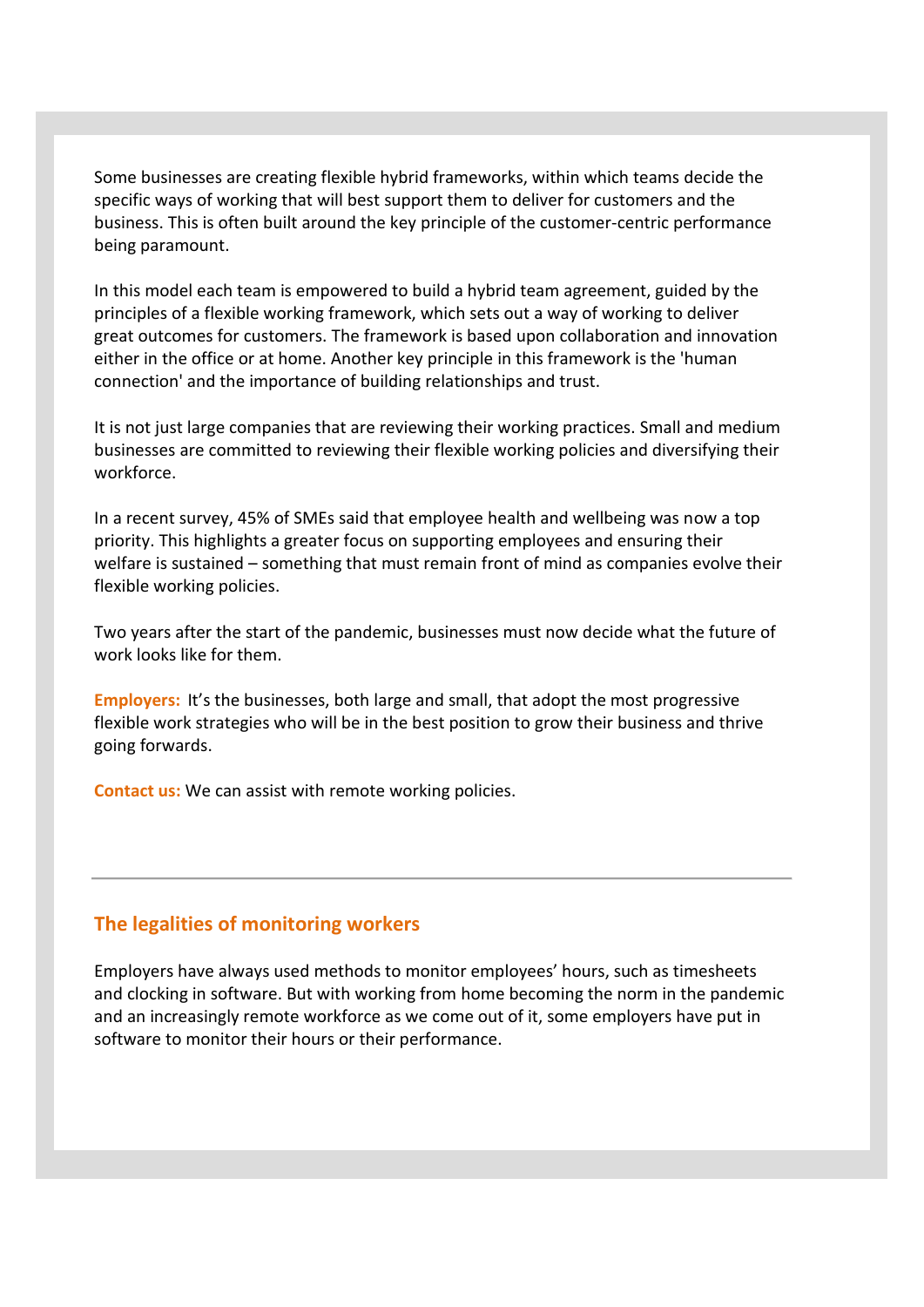Some businesses are creating flexible hybrid frameworks, within which teams decide the specific ways of working that will best support them to deliver for customers and the business. This is often built around the key principle of the customer-centric performance being paramount.

In this model each team is empowered to build a hybrid team agreement, guided by the principles of a flexible working framework, which sets out a way of working to deliver great outcomes for customers. The framework is based upon collaboration and innovation either in the office or at home. Another key principle in this framework is the 'human connection' and the importance of building relationships and trust.

It is not just large companies that are reviewing their working practices. Small and medium businesses are committed to reviewing their flexible working policies and diversifying their workforce.

In a recent survey, 45% of SMEs said that employee health and wellbeing was now a top priority. This highlights a greater focus on supporting employees and ensuring their welfare is sustained – something that must remain front of mind as companies evolve their flexible working policies.

Two years after the start of the pandemic, businesses must now decide what the future of work looks like for them.

**Employers:** It's the businesses, both large and small, that adopt the most progressive flexible work strategies who will be in the best position to grow their business and thrive going forwards.

**Contact us:** We can assist with remote working policies.

---

## The legalities of monitoring workers

Employers have always used methods to monitor employees' hours, such as timesheets and clocking in software. But with working from home becoming the norm in the pandemic and an increasingly remote workforce as we come out of it, some employers have put in software to monitor their hours or their performance.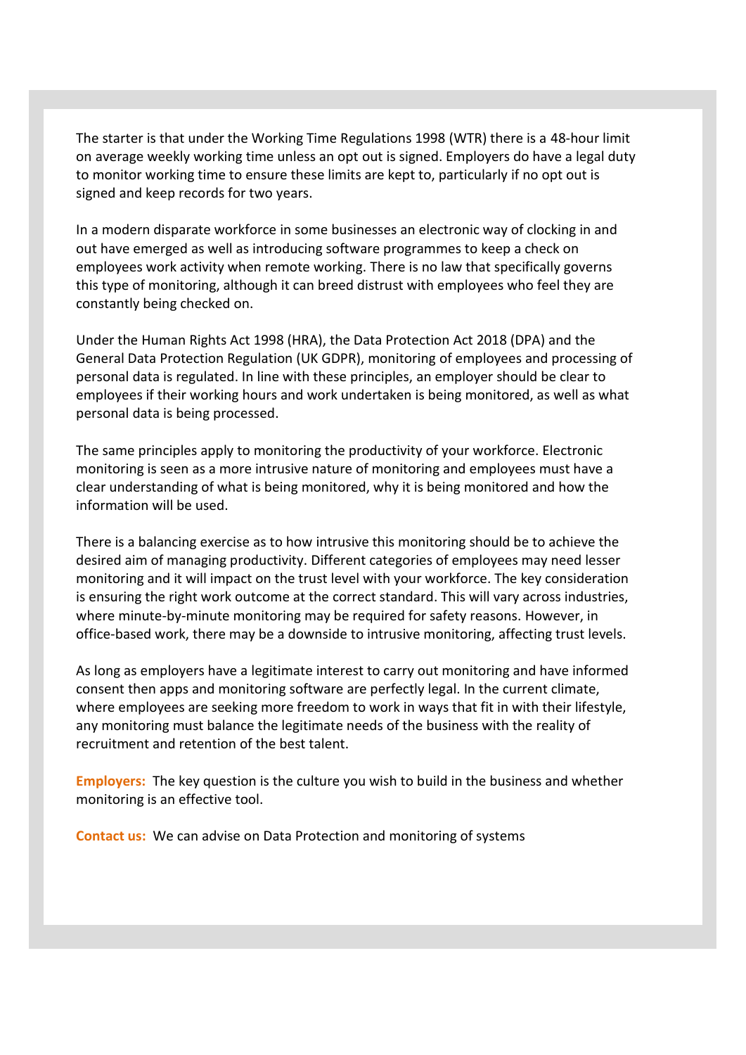The starter is that under the Working Time Regulations 1998 (WTR) there is a 48-hour limit on average weekly working time unless an opt out is signed. Employers do have a legal duty to monitor working time to ensure these limits are kept to, particularly if no opt out is signed and keep records for two years.

In a modern disparate workforce in some businesses an electronic way of clocking in and out have emerged as well as introducing software programmes to keep a check on employees work activity when remote working. There is no law that specifically governs this type of monitoring, although it can breed distrust with employees who feel they are constantly being checked on.

Under the Human Rights Act 1998 (HRA), the Data Protection Act 2018 (DPA) and the General Data Protection Regulation (UK GDPR), monitoring of employees and processing of personal data is regulated. In line with these principles, an employer should be clear to employees if their working hours and work undertaken is being monitored, as well as what personal data is being processed.

The same principles apply to monitoring the productivity of your workforce. Electronic monitoring is seen as a more intrusive nature of monitoring and employees must have a clear understanding of what is being monitored, why it is being monitored and how the information will be used.

There is a balancing exercise as to how intrusive this monitoring should be to achieve the desired aim of managing productivity. Different categories of employees may need lesser monitoring and it will impact on the trust level with your workforce. The key consideration is ensuring the right work outcome at the correct standard. This will vary across industries, where minute-by-minute monitoring may be required for safety reasons. However, in office-based work, there may be a downside to intrusive monitoring, affecting trust levels.

As long as employers have a legitimate interest to carry out monitoring and have informed consent then apps and monitoring software are perfectly legal. In the current climate, where employees are seeking more freedom to work in ways that fit in with their lifestyle, any monitoring must balance the legitimate needs of the business with the reality of recruitment and retention of the best talent.

**Employers:** The key question is the culture you wish to build in the business and whether monitoring is an effective tool.

**Contact us:** We can advise on Data Protection and monitoring of systems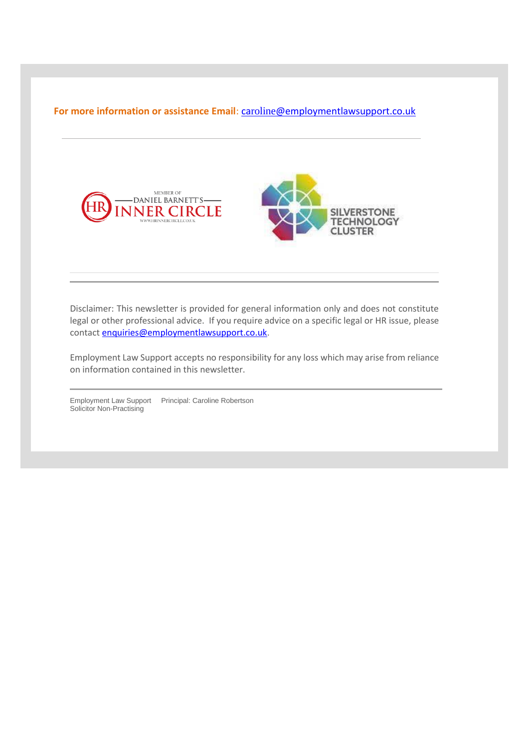**For more information or assistance Email**: caroline@employmentlawsupport.co.uk

---

Disclaimer: This newsletter is provided for general information only and does not constitute legal or other professional advice. If you require advice on a specific legal or HR issue, please contact enquiries@employmentlawsupport.co.uk.

Employment Law Support accepts no responsibility for any loss which may arise from reliance on information contained in this newsletter.

---

Employment Law Support Principal: Caroline Robertson
Solicitor Non-Practising